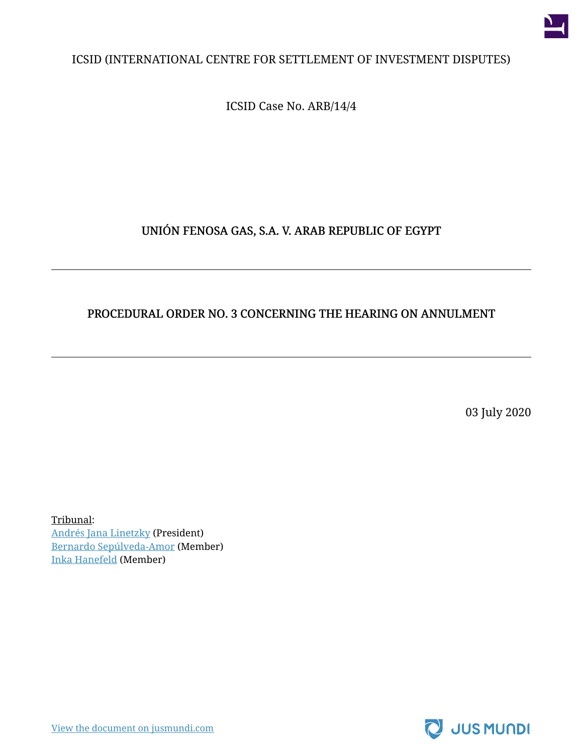ICSID (INTERNATIONAL CENTRE FOR SETTLEMENT OF INVESTMENT DISPUTES)

ICSID Case No. ARB/14/4

# UNIÓN FENOSA GAS, S.A. V. ARAB REPUBLIC OF EGYPT

---

## PROCEDURAL ORDER NO. 3 CONCERNING THE HEARING ON ANNULMENT

---

03 July 2020

Tribunal:
Andrés Jana Linetzky (President)
Bernardo Sepúlveda-Amor (Member)
Inka Hanefeld (Member)

View the document on jusmundi.com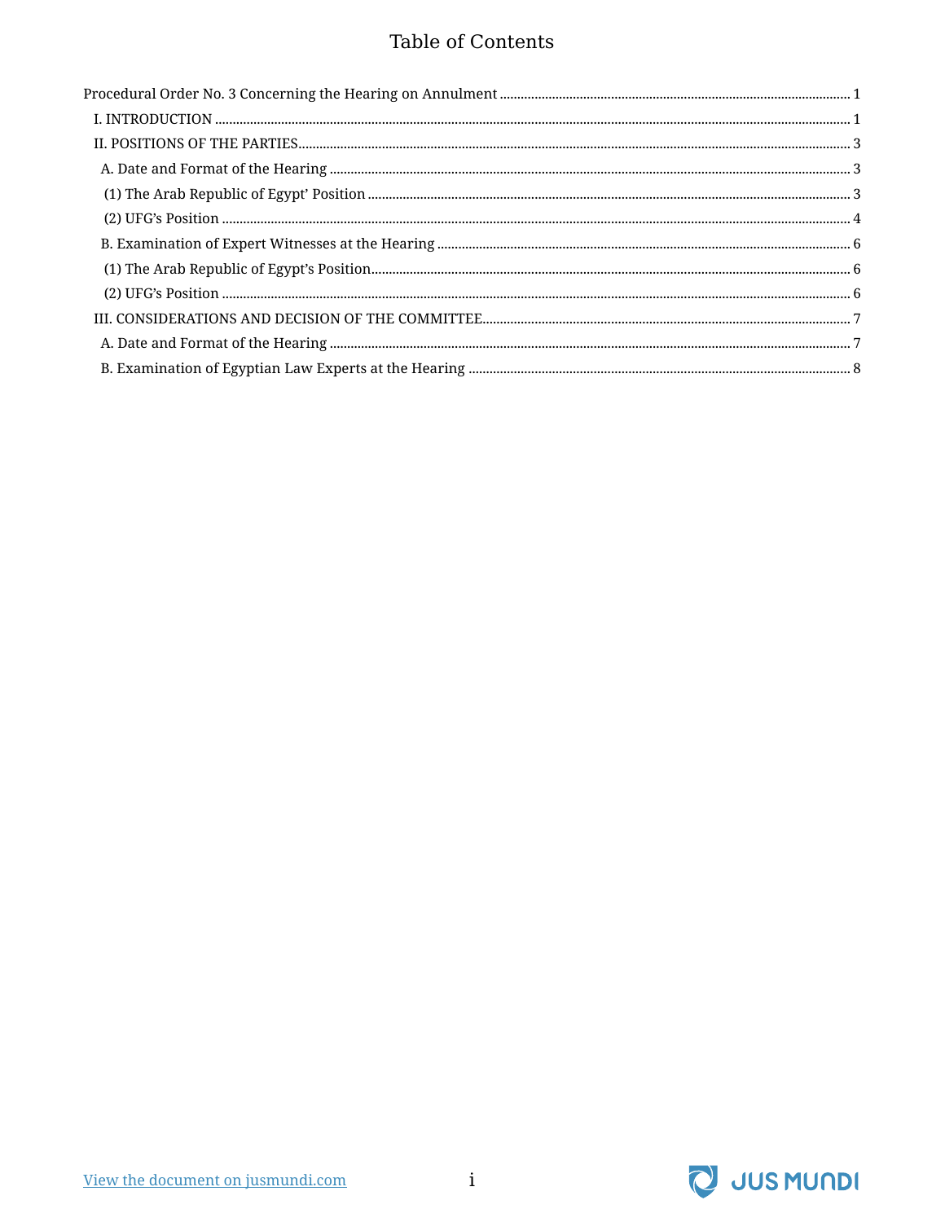# Table of Contents

Procedural Order No. 3 Concerning the Hearing on Annulment ..... 1

- I. INTRODUCTION ..... 1
- II. POSITIONS OF THE PARTIES ..... 3
  - A. Date and Format of the Hearing ..... 3
    - (1) The Arab Republic of Egypt' Position ..... 3
    - (2) UFG's Position ..... 4
  - B. Examination of Expert Witnesses at the Hearing ..... 6
    - (1) The Arab Republic of Egypt's Position ..... 6
    - (2) UFG's Position ..... 6
- III. CONSIDERATIONS AND DECISION OF THE COMMITTEE ..... 7
  - A. Date and Format of the Hearing ..... 7
  - B. Examination of Egyptian Law Experts at the Hearing ..... 8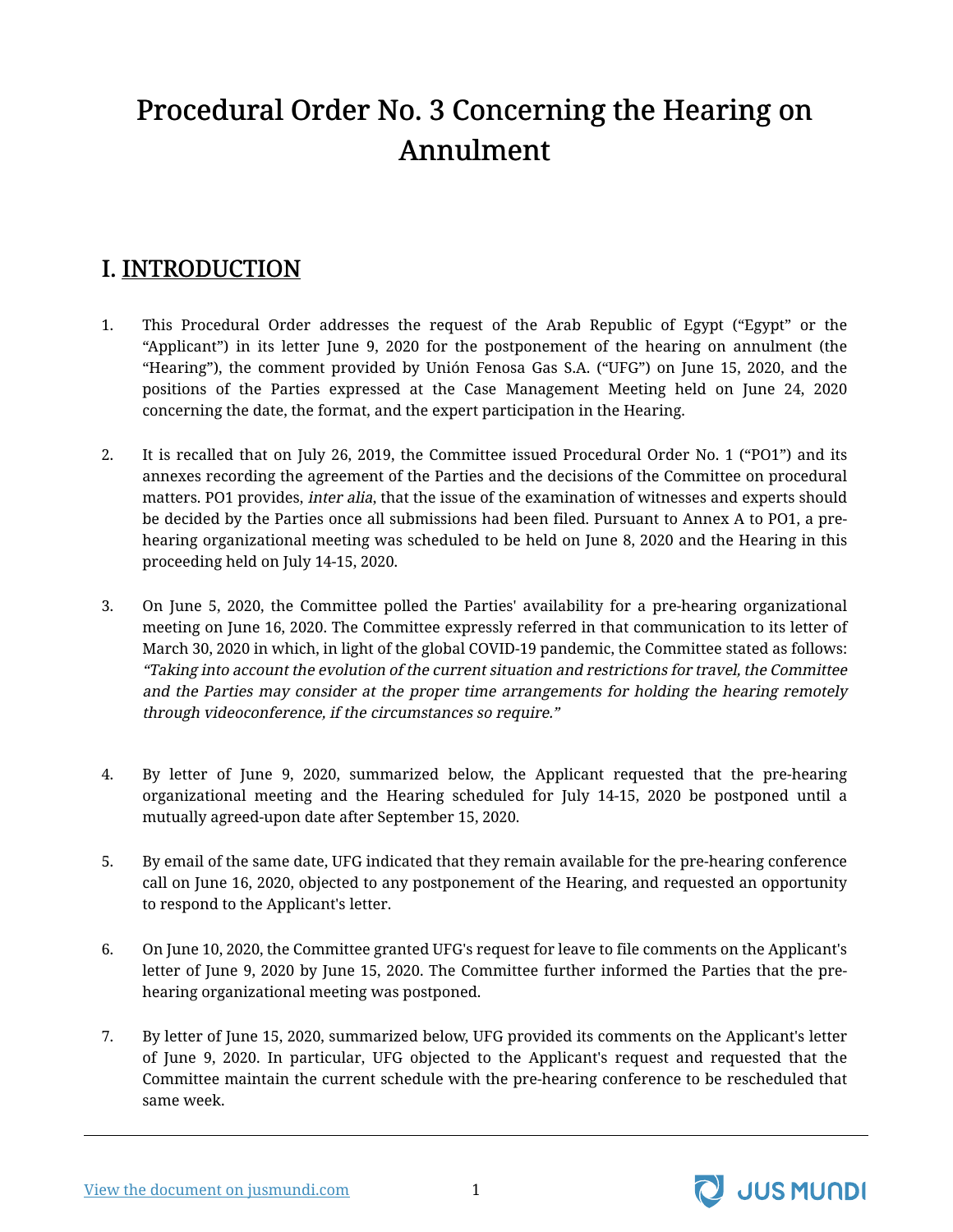# Procedural Order No. 3 Concerning the Hearing on Annulment

## I. INTRODUCTION

1. This Procedural Order addresses the request of the Arab Republic of Egypt ("Egypt" or the "Applicant") in its letter June 9, 2020 for the postponement of the hearing on annulment (the "Hearing"), the comment provided by Unión Fenosa Gas S.A. ("UFG") on June 15, 2020, and the positions of the Parties expressed at the Case Management Meeting held on June 24, 2020 concerning the date, the format, and the expert participation in the Hearing.

2. It is recalled that on July 26, 2019, the Committee issued Procedural Order No. 1 ("PO1") and its annexes recording the agreement of the Parties and the decisions of the Committee on procedural matters. PO1 provides, *inter alia*, that the issue of the examination of witnesses and experts should be decided by the Parties once all submissions had been filed. Pursuant to Annex A to PO1, a pre-hearing organizational meeting was scheduled to be held on June 8, 2020 and the Hearing in this proceeding held on July 14-15, 2020.

3. On June 5, 2020, the Committee polled the Parties' availability for a pre-hearing organizational meeting on June 16, 2020. The Committee expressly referred in that communication to its letter of March 30, 2020 in which, in light of the global COVID-19 pandemic, the Committee stated as follows: *"Taking into account the evolution of the current situation and restrictions for travel, the Committee and the Parties may consider at the proper time arrangements for holding the hearing remotely through videoconference, if the circumstances so require."*

4. By letter of June 9, 2020, summarized below, the Applicant requested that the pre-hearing organizational meeting and the Hearing scheduled for July 14-15, 2020 be postponed until a mutually agreed-upon date after September 15, 2020.

5. By email of the same date, UFG indicated that they remain available for the pre-hearing conference call on June 16, 2020, objected to any postponement of the Hearing, and requested an opportunity to respond to the Applicant's letter.

6. On June 10, 2020, the Committee granted UFG's request for leave to file comments on the Applicant's letter of June 9, 2020 by June 15, 2020. The Committee further informed the Parties that the pre-hearing organizational meeting was postponed.

7. By letter of June 15, 2020, summarized below, UFG provided its comments on the Applicant's letter of June 9, 2020. In particular, UFG objected to the Applicant's request and requested that the Committee maintain the current schedule with the pre-hearing conference to be rescheduled that same week.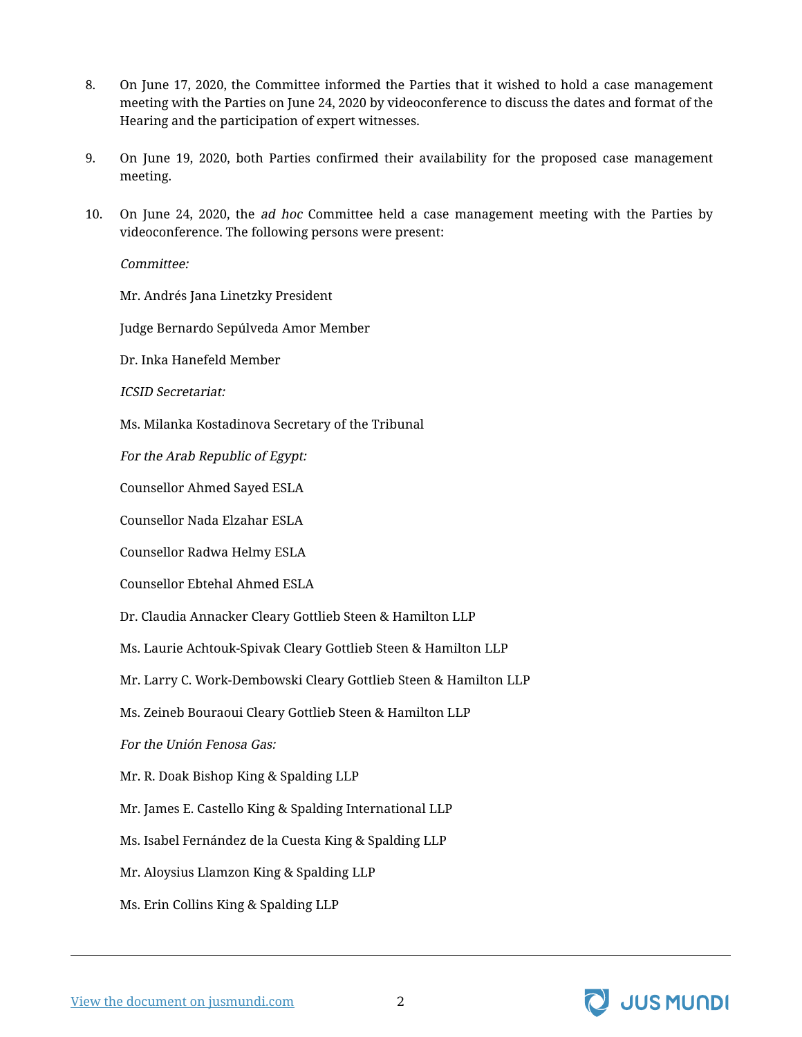8. On June 17, 2020, the Committee informed the Parties that it wished to hold a case management meeting with the Parties on June 24, 2020 by videoconference to discuss the dates and format of the Hearing and the participation of expert witnesses.

9. On June 19, 2020, both Parties confirmed their availability for the proposed case management meeting.

10. On June 24, 2020, the *ad hoc* Committee held a case management meeting with the Parties by videoconference. The following persons were present:

*Committee:*

Mr. Andrés Jana Linetzky President

Judge Bernardo Sepúlveda Amor Member

Dr. Inka Hanefeld Member

*ICSID Secretariat:*

Ms. Milanka Kostadinova Secretary of the Tribunal

*For the Arab Republic of Egypt:*

Counsellor Ahmed Sayed ESLA

Counsellor Nada Elzahar ESLA

Counsellor Radwa Helmy ESLA

Counsellor Ebtehal Ahmed ESLA

Dr. Claudia Annacker Cleary Gottlieb Steen & Hamilton LLP

Ms. Laurie Achtouk-Spivak Cleary Gottlieb Steen & Hamilton LLP

Mr. Larry C. Work-Dembowski Cleary Gottlieb Steen & Hamilton LLP

Ms. Zeineb Bouraoui Cleary Gottlieb Steen & Hamilton LLP

*For the Unión Fenosa Gas:*

Mr. R. Doak Bishop King & Spalding LLP

Mr. James E. Castello King & Spalding International LLP

Ms. Isabel Fernández de la Cuesta King & Spalding LLP

Mr. Aloysius Llamzon King & Spalding LLP

Ms. Erin Collins King & Spalding LLP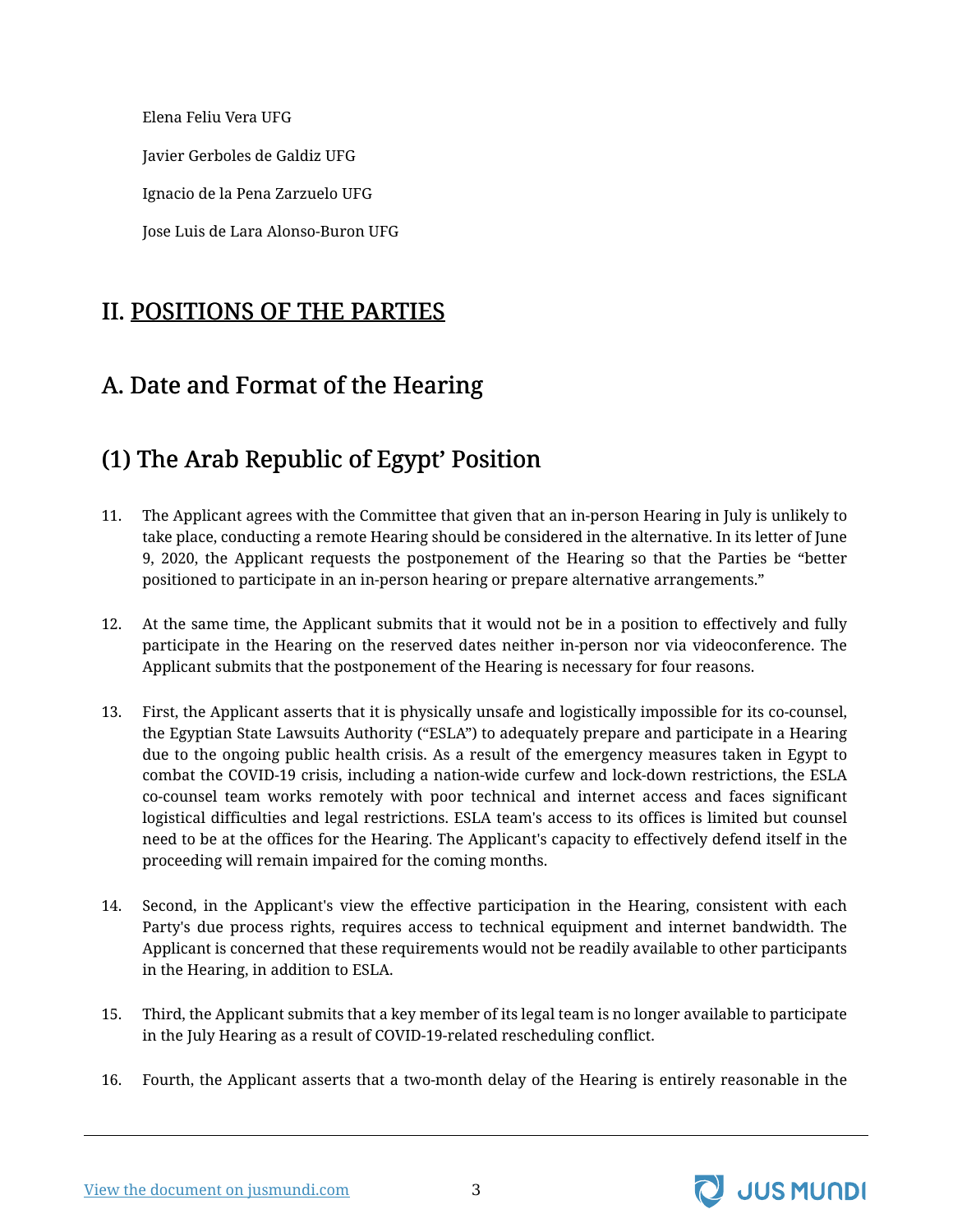Elena Feliu Vera UFG

Javier Gerboles de Galdiz UFG

Ignacio de la Pena Zarzuelo UFG

Jose Luis de Lara Alonso-Buron UFG

## II. POSITIONS OF THE PARTIES

## A. Date and Format of the Hearing

### (1) The Arab Republic of Egypt' Position

11. The Applicant agrees with the Committee that given that an in-person Hearing in July is unlikely to take place, conducting a remote Hearing should be considered in the alternative. In its letter of June 9, 2020, the Applicant requests the postponement of the Hearing so that the Parties be "better positioned to participate in an in-person hearing or prepare alternative arrangements."

12. At the same time, the Applicant submits that it would not be in a position to effectively and fully participate in the Hearing on the reserved dates neither in-person nor via videoconference. The Applicant submits that the postponement of the Hearing is necessary for four reasons.

13. First, the Applicant asserts that it is physically unsafe and logistically impossible for its co-counsel, the Egyptian State Lawsuits Authority ("ESLA") to adequately prepare and participate in a Hearing due to the ongoing public health crisis. As a result of the emergency measures taken in Egypt to combat the COVID-19 crisis, including a nation-wide curfew and lock-down restrictions, the ESLA co-counsel team works remotely with poor technical and internet access and faces significant logistical difficulties and legal restrictions. ESLA team's access to its offices is limited but counsel need to be at the offices for the Hearing. The Applicant's capacity to effectively defend itself in the proceeding will remain impaired for the coming months.

14. Second, in the Applicant's view the effective participation in the Hearing, consistent with each Party's due process rights, requires access to technical equipment and internet bandwidth. The Applicant is concerned that these requirements would not be readily available to other participants in the Hearing, in addition to ESLA.

15. Third, the Applicant submits that a key member of its legal team is no longer available to participate in the July Hearing as a result of COVID-19-related rescheduling conflict.

16. Fourth, the Applicant asserts that a two-month delay of the Hearing is entirely reasonable in the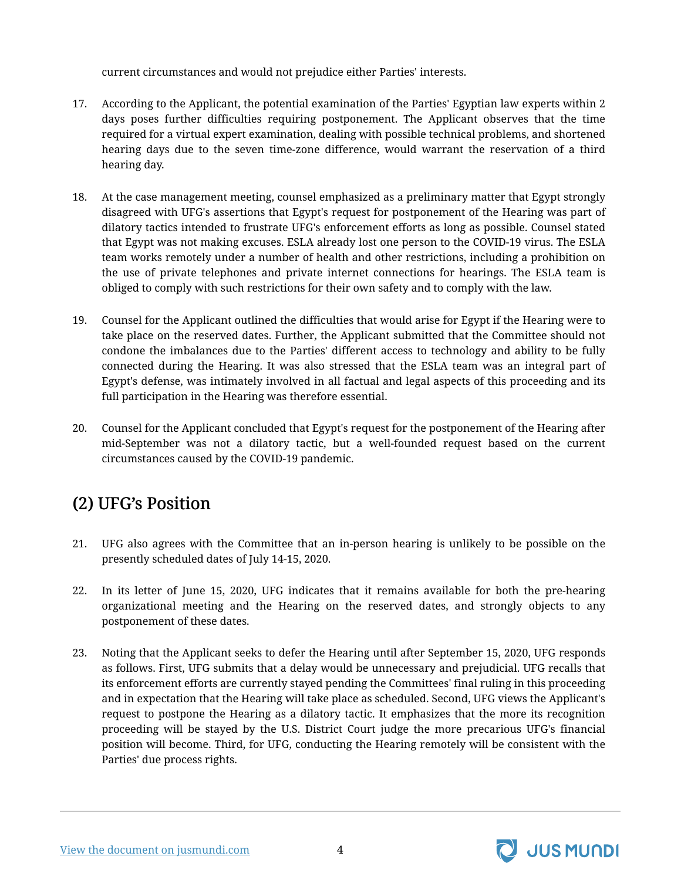current circumstances and would not prejudice either Parties' interests.

17. According to the Applicant, the potential examination of the Parties' Egyptian law experts within 2 days poses further difficulties requiring postponement. The Applicant observes that the time required for a virtual expert examination, dealing with possible technical problems, and shortened hearing days due to the seven time-zone difference, would warrant the reservation of a third hearing day.

18. At the case management meeting, counsel emphasized as a preliminary matter that Egypt strongly disagreed with UFG's assertions that Egypt's request for postponement of the Hearing was part of dilatory tactics intended to frustrate UFG's enforcement efforts as long as possible. Counsel stated that Egypt was not making excuses. ESLA already lost one person to the COVID-19 virus. The ESLA team works remotely under a number of health and other restrictions, including a prohibition on the use of private telephones and private internet connections for hearings. The ESLA team is obliged to comply with such restrictions for their own safety and to comply with the law.

19. Counsel for the Applicant outlined the difficulties that would arise for Egypt if the Hearing were to take place on the reserved dates. Further, the Applicant submitted that the Committee should not condone the imbalances due to the Parties' different access to technology and ability to be fully connected during the Hearing. It was also stressed that the ESLA team was an integral part of Egypt's defense, was intimately involved in all factual and legal aspects of this proceeding and its full participation in the Hearing was therefore essential.

20. Counsel for the Applicant concluded that Egypt's request for the postponement of the Hearing after mid-September was not a dilatory tactic, but a well-founded request based on the current circumstances caused by the COVID-19 pandemic.

## (2) UFG's Position

21. UFG also agrees with the Committee that an in-person hearing is unlikely to be possible on the presently scheduled dates of July 14-15, 2020.

22. In its letter of June 15, 2020, UFG indicates that it remains available for both the pre-hearing organizational meeting and the Hearing on the reserved dates, and strongly objects to any postponement of these dates.

23. Noting that the Applicant seeks to defer the Hearing until after September 15, 2020, UFG responds as follows. First, UFG submits that a delay would be unnecessary and prejudicial. UFG recalls that its enforcement efforts are currently stayed pending the Committees' final ruling in this proceeding and in expectation that the Hearing will take place as scheduled. Second, UFG views the Applicant's request to postpone the Hearing as a dilatory tactic. It emphasizes that the more its recognition proceeding will be stayed by the U.S. District Court judge the more precarious UFG's financial position will become. Third, for UFG, conducting the Hearing remotely will be consistent with the Parties' due process rights.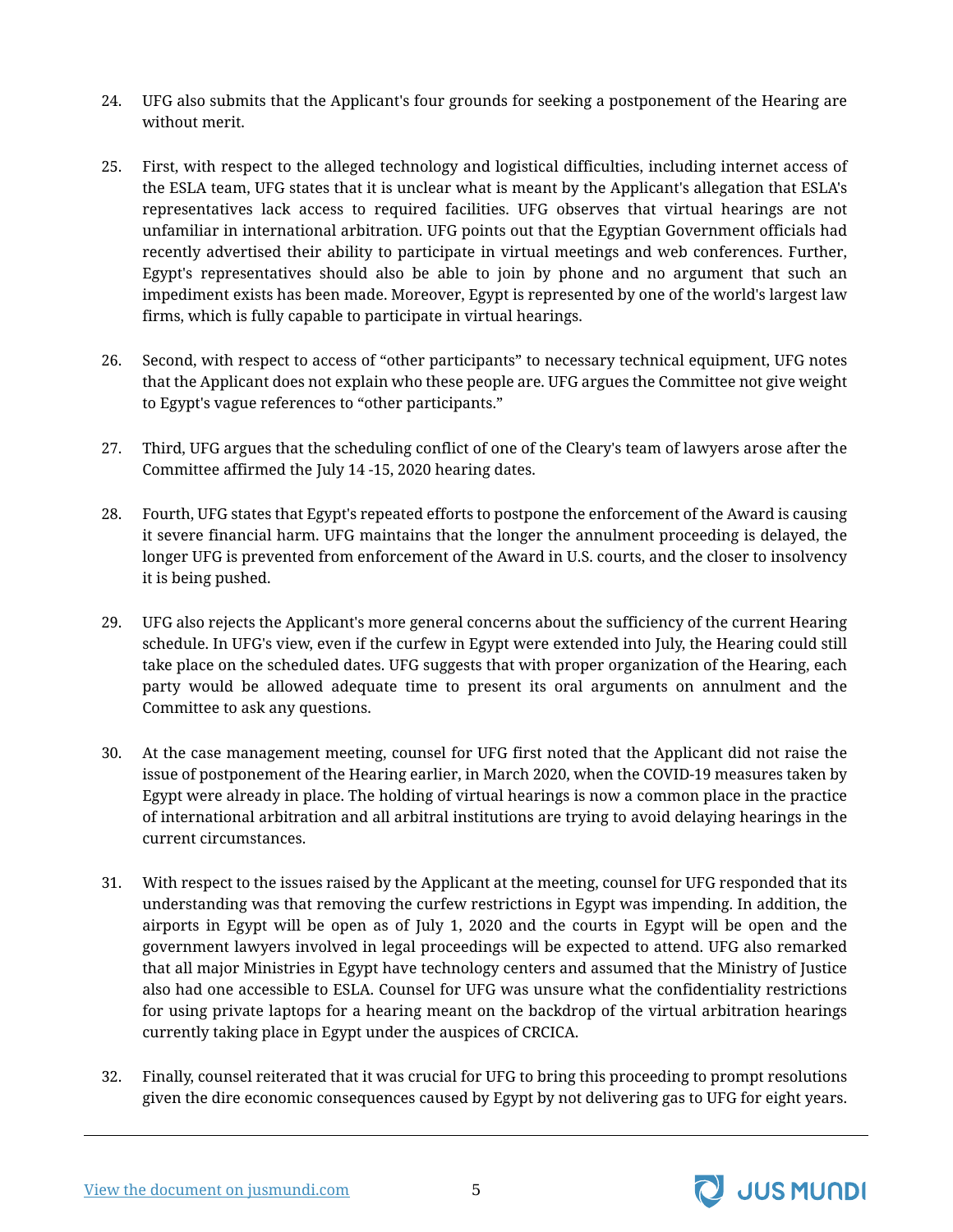24. UFG also submits that the Applicant's four grounds for seeking a postponement of the Hearing are without merit.

25. First, with respect to the alleged technology and logistical difficulties, including internet access of the ESLA team, UFG states that it is unclear what is meant by the Applicant's allegation that ESLA's representatives lack access to required facilities. UFG observes that virtual hearings are not unfamiliar in international arbitration. UFG points out that the Egyptian Government officials had recently advertised their ability to participate in virtual meetings and web conferences. Further, Egypt's representatives should also be able to join by phone and no argument that such an impediment exists has been made. Moreover, Egypt is represented by one of the world's largest law firms, which is fully capable to participate in virtual hearings.

26. Second, with respect to access of "other participants" to necessary technical equipment, UFG notes that the Applicant does not explain who these people are. UFG argues the Committee not give weight to Egypt's vague references to "other participants."

27. Third, UFG argues that the scheduling conflict of one of the Cleary's team of lawyers arose after the Committee affirmed the July 14 -15, 2020 hearing dates.

28. Fourth, UFG states that Egypt's repeated efforts to postpone the enforcement of the Award is causing it severe financial harm. UFG maintains that the longer the annulment proceeding is delayed, the longer UFG is prevented from enforcement of the Award in U.S. courts, and the closer to insolvency it is being pushed.

29. UFG also rejects the Applicant's more general concerns about the sufficiency of the current Hearing schedule. In UFG's view, even if the curfew in Egypt were extended into July, the Hearing could still take place on the scheduled dates. UFG suggests that with proper organization of the Hearing, each party would be allowed adequate time to present its oral arguments on annulment and the Committee to ask any questions.

30. At the case management meeting, counsel for UFG first noted that the Applicant did not raise the issue of postponement of the Hearing earlier, in March 2020, when the COVID-19 measures taken by Egypt were already in place. The holding of virtual hearings is now a common place in the practice of international arbitration and all arbitral institutions are trying to avoid delaying hearings in the current circumstances.

31. With respect to the issues raised by the Applicant at the meeting, counsel for UFG responded that its understanding was that removing the curfew restrictions in Egypt was impending. In addition, the airports in Egypt will be open as of July 1, 2020 and the courts in Egypt will be open and the government lawyers involved in legal proceedings will be expected to attend. UFG also remarked that all major Ministries in Egypt have technology centers and assumed that the Ministry of Justice also had one accessible to ESLA. Counsel for UFG was unsure what the confidentiality restrictions for using private laptops for a hearing meant on the backdrop of the virtual arbitration hearings currently taking place in Egypt under the auspices of CRCICA.

32. Finally, counsel reiterated that it was crucial for UFG to bring this proceeding to prompt resolutions given the dire economic consequences caused by Egypt by not delivering gas to UFG for eight years.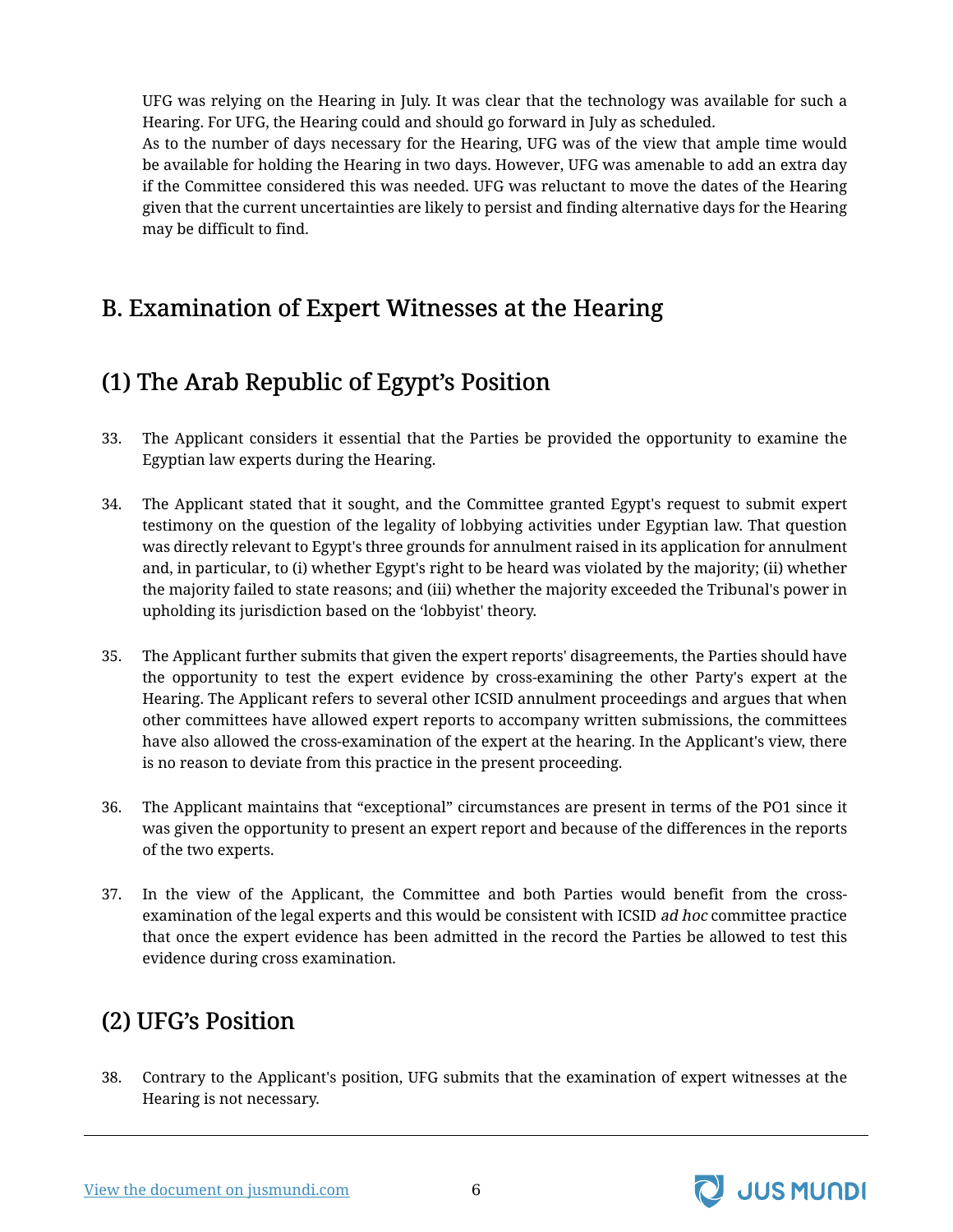UFG was relying on the Hearing in July. It was clear that the technology was available for such a Hearing. For UFG, the Hearing could and should go forward in July as scheduled.
As to the number of days necessary for the Hearing, UFG was of the view that ample time would be available for holding the Hearing in two days. However, UFG was amenable to add an extra day if the Committee considered this was needed. UFG was reluctant to move the dates of the Hearing given that the current uncertainties are likely to persist and finding alternative days for the Hearing may be difficult to find.

## B. Examination of Expert Witnesses at the Hearing

## (1) The Arab Republic of Egypt's Position

33. The Applicant considers it essential that the Parties be provided the opportunity to examine the Egyptian law experts during the Hearing.

34. The Applicant stated that it sought, and the Committee granted Egypt's request to submit expert testimony on the question of the legality of lobbying activities under Egyptian law. That question was directly relevant to Egypt's three grounds for annulment raised in its application for annulment and, in particular, to (i) whether Egypt's right to be heard was violated by the majority; (ii) whether the majority failed to state reasons; and (iii) whether the majority exceeded the Tribunal's power in upholding its jurisdiction based on the 'lobbyist' theory.

35. The Applicant further submits that given the expert reports' disagreements, the Parties should have the opportunity to test the expert evidence by cross-examining the other Party's expert at the Hearing. The Applicant refers to several other ICSID annulment proceedings and argues that when other committees have allowed expert reports to accompany written submissions, the committees have also allowed the cross-examination of the expert at the hearing. In the Applicant's view, there is no reason to deviate from this practice in the present proceeding.

36. The Applicant maintains that "exceptional" circumstances are present in terms of the PO1 since it was given the opportunity to present an expert report and because of the differences in the reports of the two experts.

37. In the view of the Applicant, the Committee and both Parties would benefit from the cross-examination of the legal experts and this would be consistent with ICSID *ad hoc* committee practice that once the expert evidence has been admitted in the record the Parties be allowed to test this evidence during cross examination.

## (2) UFG's Position

38. Contrary to the Applicant's position, UFG submits that the examination of expert witnesses at the Hearing is not necessary.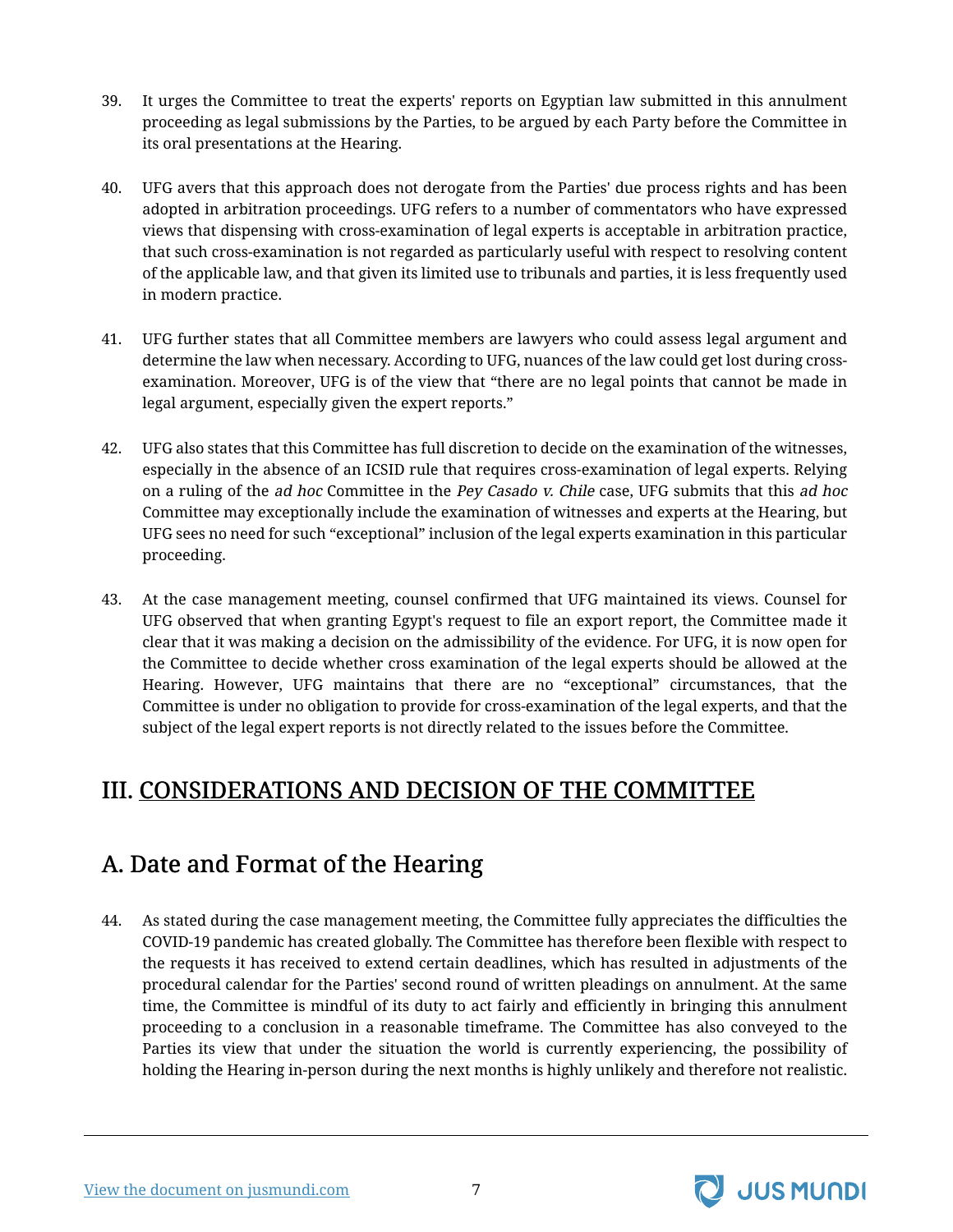39. It urges the Committee to treat the experts' reports on Egyptian law submitted in this annulment proceeding as legal submissions by the Parties, to be argued by each Party before the Committee in its oral presentations at the Hearing.

40. UFG avers that this approach does not derogate from the Parties' due process rights and has been adopted in arbitration proceedings. UFG refers to a number of commentators who have expressed views that dispensing with cross-examination of legal experts is acceptable in arbitration practice, that such cross-examination is not regarded as particularly useful with respect to resolving content of the applicable law, and that given its limited use to tribunals and parties, it is less frequently used in modern practice.

41. UFG further states that all Committee members are lawyers who could assess legal argument and determine the law when necessary. According to UFG, nuances of the law could get lost during cross-examination. Moreover, UFG is of the view that "there are no legal points that cannot be made in legal argument, especially given the expert reports."

42. UFG also states that this Committee has full discretion to decide on the examination of the witnesses, especially in the absence of an ICSID rule that requires cross-examination of legal experts. Relying on a ruling of the *ad hoc* Committee in the *Pey Casado v. Chile* case, UFG submits that this *ad hoc* Committee may exceptionally include the examination of witnesses and experts at the Hearing, but UFG sees no need for such "exceptional" inclusion of the legal experts examination in this particular proceeding.

43. At the case management meeting, counsel confirmed that UFG maintained its views. Counsel for UFG observed that when granting Egypt's request to file an export report, the Committee made it clear that it was making a decision on the admissibility of the evidence. For UFG, it is now open for the Committee to decide whether cross examination of the legal experts should be allowed at the Hearing. However, UFG maintains that there are no "exceptional" circumstances, that the Committee is under no obligation to provide for cross-examination of the legal experts, and that the subject of the legal expert reports is not directly related to the issues before the Committee.

# III. CONSIDERATIONS AND DECISION OF THE COMMITTEE

## A. Date and Format of the Hearing

44. As stated during the case management meeting, the Committee fully appreciates the difficulties the COVID-19 pandemic has created globally. The Committee has therefore been flexible with respect to the requests it has received to extend certain deadlines, which has resulted in adjustments of the procedural calendar for the Parties' second round of written pleadings on annulment. At the same time, the Committee is mindful of its duty to act fairly and efficiently in bringing this annulment proceeding to a conclusion in a reasonable timeframe. The Committee has also conveyed to the Parties its view that under the situation the world is currently experiencing, the possibility of holding the Hearing in-person during the next months is highly unlikely and therefore not realistic.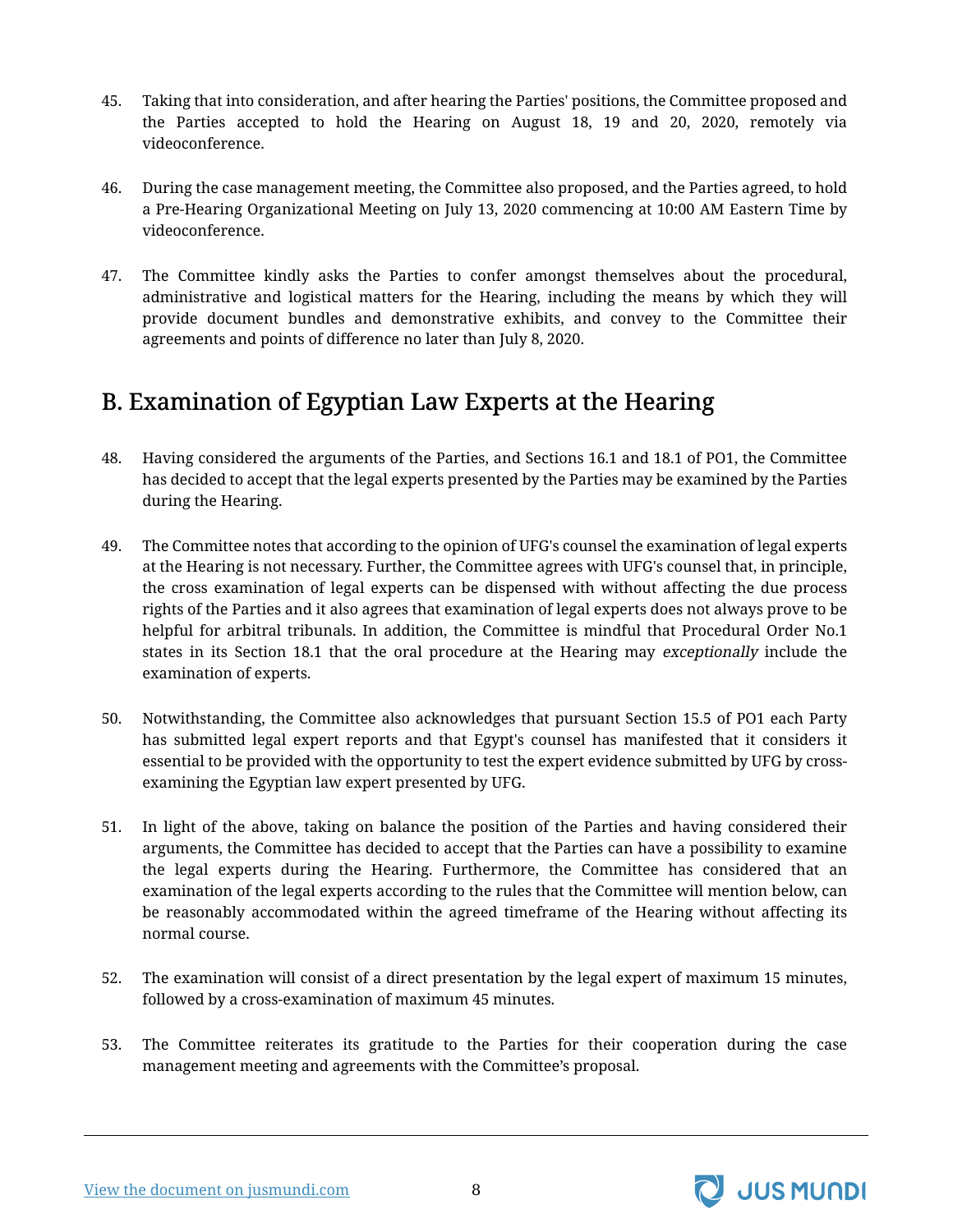45. Taking that into consideration, and after hearing the Parties' positions, the Committee proposed and the Parties accepted to hold the Hearing on August 18, 19 and 20, 2020, remotely via videoconference.

46. During the case management meeting, the Committee also proposed, and the Parties agreed, to hold a Pre-Hearing Organizational Meeting on July 13, 2020 commencing at 10:00 AM Eastern Time by videoconference.

47. The Committee kindly asks the Parties to confer amongst themselves about the procedural, administrative and logistical matters for the Hearing, including the means by which they will provide document bundles and demonstrative exhibits, and convey to the Committee their agreements and points of difference no later than July 8, 2020.

## B. Examination of Egyptian Law Experts at the Hearing

48. Having considered the arguments of the Parties, and Sections 16.1 and 18.1 of PO1, the Committee has decided to accept that the legal experts presented by the Parties may be examined by the Parties during the Hearing.

49. The Committee notes that according to the opinion of UFG's counsel the examination of legal experts at the Hearing is not necessary. Further, the Committee agrees with UFG's counsel that, in principle, the cross examination of legal experts can be dispensed with without affecting the due process rights of the Parties and it also agrees that examination of legal experts does not always prove to be helpful for arbitral tribunals. In addition, the Committee is mindful that Procedural Order No.1 states in its Section 18.1 that the oral procedure at the Hearing may *exceptionally* include the examination of experts.

50. Notwithstanding, the Committee also acknowledges that pursuant Section 15.5 of PO1 each Party has submitted legal expert reports and that Egypt's counsel has manifested that it considers it essential to be provided with the opportunity to test the expert evidence submitted by UFG by cross-examining the Egyptian law expert presented by UFG.

51. In light of the above, taking on balance the position of the Parties and having considered their arguments, the Committee has decided to accept that the Parties can have a possibility to examine the legal experts during the Hearing. Furthermore, the Committee has considered that an examination of the legal experts according to the rules that the Committee will mention below, can be reasonably accommodated within the agreed timeframe of the Hearing without affecting its normal course.

52. The examination will consist of a direct presentation by the legal expert of maximum 15 minutes, followed by a cross-examination of maximum 45 minutes.

53. The Committee reiterates its gratitude to the Parties for their cooperation during the case management meeting and agreements with the Committee's proposal.